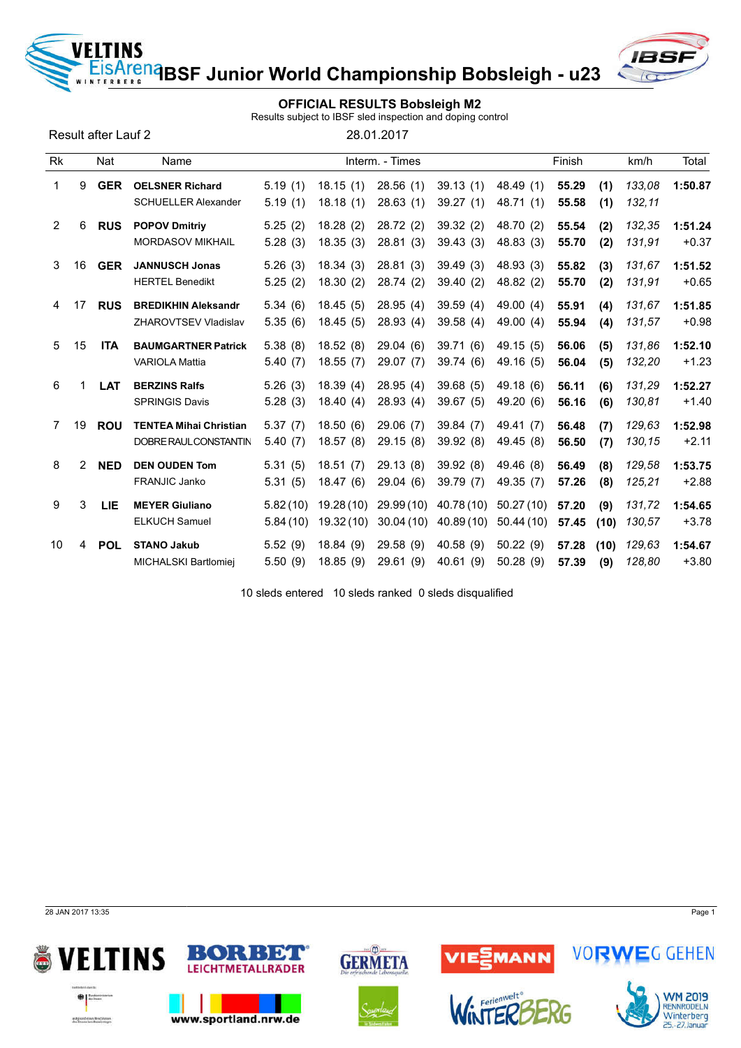# IBSF Junior World Championship Bobsleigh - u23

## OFFICIAL RESULTS Bobsleigh M2

Results subject to IBSF sled inspection and doping control

Result after Lauf 2 — 28.01.2017

| Rk | | Nat | Name | Interm. - Times | | | | | Finish | | km/h | Total |
|---|---|---|---|---|---|---|---|---|---|---|---|---|
| 1 | 9 | **GER** | **OELSNER Richard** | 5.19 (1) | 18.15 (1) | 28.56 (1) | 39.13 (1) | 48.49 (1) | **55.29** | **(1)** | *133,08* | **1:50.87** |
| | | | SCHUELLER Alexander | 5.19 (1) | 18.18 (1) | 28.63 (1) | 39.27 (1) | 48.71 (1) | **55.58** | **(1)** | *132,11* | |
| 2 | 6 | **RUS** | **POPOV Dmitriy** | 5.25 (2) | 18.28 (2) | 28.72 (2) | 39.32 (2) | 48.70 (2) | **55.54** | **(2)** | *132,35* | **1:51.24** |
| | | | MORDASOV MIKHAIL | 5.28 (3) | 18.35 (3) | 28.81 (3) | 39.43 (3) | 48.83 (3) | **55.70** | **(2)** | *131,91* | +0.37 |
| 3 | 16 | **GER** | **JANNUSCH Jonas** | 5.26 (3) | 18.34 (3) | 28.81 (3) | 39.49 (3) | 48.93 (3) | **55.82** | **(3)** | *131,67* | **1:51.52** |
| | | | HERTEL Benedikt | 5.25 (2) | 18.30 (2) | 28.74 (2) | 39.40 (2) | 48.82 (2) | **55.70** | **(2)** | *131,91* | +0.65 |
| 4 | 17 | **RUS** | **BREDIKHIN Aleksandr** | 5.34 (6) | 18.45 (5) | 28.95 (4) | 39.59 (4) | 49.00 (4) | **55.91** | **(4)** | *131,67* | **1:51.85** |
| | | | ZHAROVTSEV Vladislav | 5.35 (6) | 18.45 (5) | 28.93 (4) | 39.58 (4) | 49.00 (4) | **55.94** | **(4)** | *131,57* | +0.98 |
| 5 | 15 | **ITA** | **BAUMGARTNER Patrick** | 5.38 (8) | 18.52 (8) | 29.04 (6) | 39.71 (6) | 49.15 (5) | **56.06** | **(5)** | *131,86* | **1:52.10** |
| | | | VARIOLA Mattia | 5.40 (7) | 18.55 (7) | 29.07 (7) | 39.74 (6) | 49.16 (5) | **56.04** | **(5)** | *132,20* | +1.23 |
| 6 | 1 | **LAT** | **BERZINS Ralfs** | 5.26 (3) | 18.39 (4) | 28.95 (4) | 39.68 (5) | 49.18 (6) | **56.11** | **(6)** | *131,29* | **1:52.27** |
| | | | SPRINGIS Davis | 5.28 (3) | 18.40 (4) | 28.93 (4) | 39.67 (5) | 49.20 (6) | **56.16** | **(6)** | *130,81* | +1.40 |
| 7 | 19 | **ROU** | **TENTEA Mihai Christian** | 5.37 (7) | 18.50 (6) | 29.06 (7) | 39.84 (7) | 49.41 (7) | **56.48** | **(7)** | *129,63* | **1:52.98** |
| | | | DOBRE RAUL CONSTANTIN | 5.40 (7) | 18.57 (8) | 29.15 (8) | 39.92 (8) | 49.45 (8) | **56.50** | **(7)** | *130,15* | +2.11 |
| 8 | 2 | **NED** | **DEN OUDEN Tom** | 5.31 (5) | 18.51 (7) | 29.13 (8) | 39.92 (8) | 49.46 (8) | **56.49** | **(8)** | *129,58* | **1:53.75** |
| | | | FRANJIC Janko | 5.31 (5) | 18.47 (6) | 29.04 (6) | 39.79 (7) | 49.35 (7) | **57.26** | **(8)** | *125,21* | +2.88 |
| 9 | 3 | **LIE** | **MEYER Giuliano** | 5.82 (10) | 19.28 (10) | 29.99 (10) | 40.78 (10) | 50.27 (10) | **57.20** | **(9)** | *131,72* | **1:54.65** |
| | | | ELKUCH Samuel | 5.84 (10) | 19.32 (10) | 30.04 (10) | 40.89 (10) | 50.44 (10) | **57.45** | **(10)** | *130,57* | +3.78 |
| 10 | 4 | **POL** | **STANO Jakub** | 5.52 (9) | 18.84 (9) | 29.58 (9) | 40.58 (9) | 50.22 (9) | **57.28** | **(10)** | *129,63* | **1:54.67** |
| | | | MICHALSKI Bartlomiej | 5.50 (9) | 18.85 (9) | 29.61 (9) | 40.61 (9) | 50.28 (9) | **57.39** | **(9)** | *128,80* | +3.80 |

10 sleds entered 10 sleds ranked 0 sleds disqualified

28 JAN 2017 13:35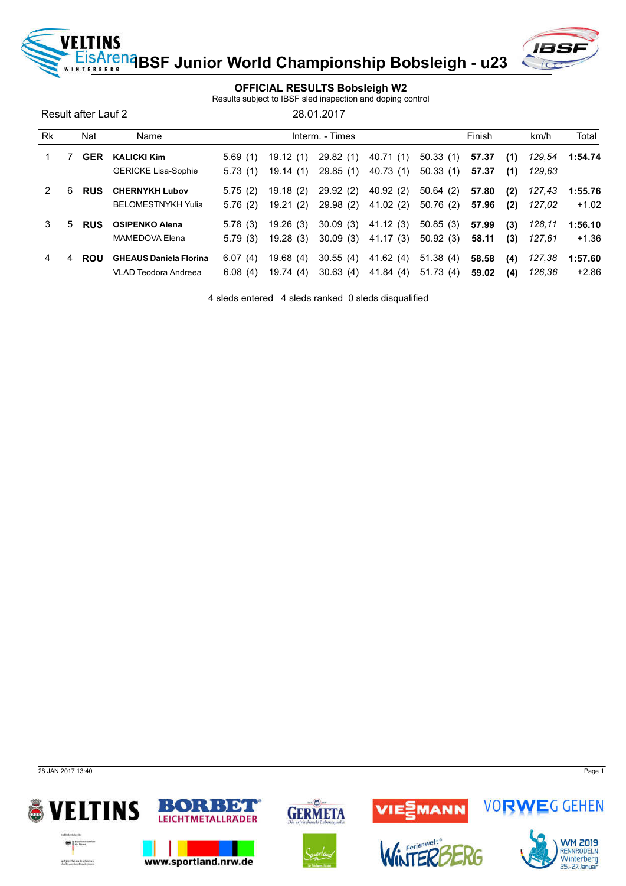# IBSF Junior World Championship Bobsleigh - u23

## OFFICIAL RESULTS Bobsleigh W2

Results subject to IBSF sled inspection and doping control

Result after Lauf 2 — 28.01.2017

| Rk | | Nat | Name | Interm. - Times | | | | | Finish | | km/h | Total |
|---|---|---|---|---|---|---|---|---|---|---|---|---|
| 1 | 7 | **GER** | **KALICKI Kim** | 5.69 (1) | 19.12 (1) | 29.82 (1) | 40.71 (1) | 50.33 (1) | **57.37** | **(1)** | *129,54* | **1:54.74** |
| | | | GERICKE Lisa-Sophie | 5.73 (1) | 19.14 (1) | 29.85 (1) | 40.73 (1) | 50.33 (1) | **57.37** | **(1)** | *129,63* | |
| 2 | 6 | **RUS** | **CHERNYKH Lubov** | 5.75 (2) | 19.18 (2) | 29.92 (2) | 40.92 (2) | 50.64 (2) | **57.80** | **(2)** | *127,43* | **1:55.76** |
| | | | BELOMESTNYKH Yulia | 5.76 (2) | 19.21 (2) | 29.98 (2) | 41.02 (2) | 50.76 (2) | **57.96** | **(2)** | *127,02* | +1.02 |
| 3 | 5 | **RUS** | **OSIPENKO Alena** | 5.78 (3) | 19.26 (3) | 30.09 (3) | 41.12 (3) | 50.85 (3) | **57.99** | **(3)** | *128,11* | **1:56.10** |
| | | | MAMEDOVA Elena | 5.79 (3) | 19.28 (3) | 30.09 (3) | 41.17 (3) | 50.92 (3) | **58.11** | **(3)** | *127,61* | +1.36 |
| 4 | 4 | **ROU** | **GHEAUS Daniela Florina** | 6.07 (4) | 19.68 (4) | 30.55 (4) | 41.62 (4) | 51.38 (4) | **58.58** | **(4)** | *127,38* | **1:57.60** |
| | | | VLAD Teodora Andreea | 6.08 (4) | 19.74 (4) | 30.63 (4) | 41.84 (4) | 51.73 (4) | **59.02** | **(4)** | *126,36* | +2.86 |

4 sleds entered 4 sleds ranked 0 sleds disqualified

28 JAN 2017 13:40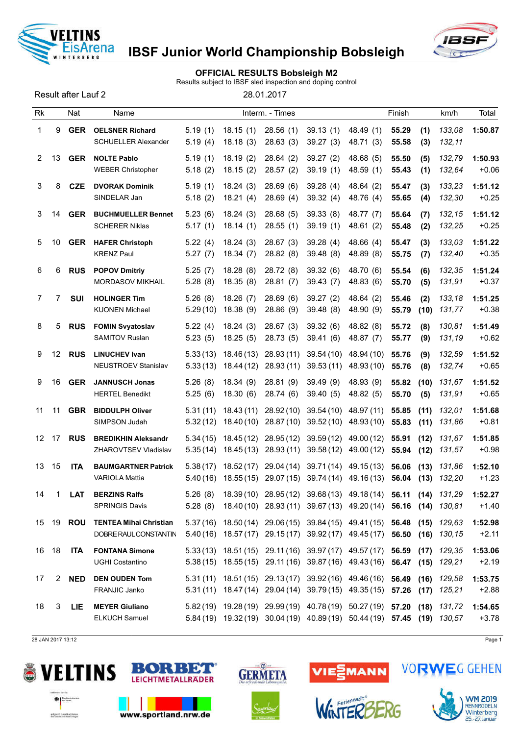# IBSF Junior World Championship Bobsleigh

## OFFICIAL RESULTS Bobsleigh M2

Results subject to IBSF sled inspection and doping control

Result after Lauf 2 — 28.01.2017

| Rk | | Nat | Name | Interm. - Times | | | | | Finish | | km/h | Total |
|---|---|---|---|---|---|---|---|---|---|---|---|---|
| 1 | 9 | GER | **OELSNER Richard** | 5.19 (1) | 18.15 (1) | 28.56 (1) | 39.13 (1) | 48.49 (1) | **55.29** | **(1)** | *133,08* | **1:50.87** |
| | | | SCHUELLER Alexander | 5.19 (4) | 18.18 (3) | 28.63 (3) | 39.27 (3) | 48.71 (3) | **55.58** | **(3)** | *132,11* | |
| 2 | 13 | GER | **NOLTE Pablo** | 5.19 (1) | 18.19 (2) | 28.64 (2) | 39.27 (2) | 48.68 (5) | **55.50** | **(5)** | *132,79* | **1:50.93** |
| | | | WEBER Christopher | 5.18 (2) | 18.15 (2) | 28.57 (2) | 39.19 (1) | 48.59 (1) | **55.43** | **(1)** | *132,64* | +0.06 |
| 3 | 8 | CZE | **DVORAK Dominik** | 5.19 (1) | 18.24 (3) | 28.69 (6) | 39.28 (4) | 48.64 (2) | **55.47** | **(3)** | *133,23* | **1:51.12** |
| | | | SINDELAR Jan | 5.18 (2) | 18.21 (4) | 28.69 (4) | 39.32 (4) | 48.76 (4) | **55.65** | **(4)** | *132,30* | +0.25 |
| 3 | 14 | GER | **BUCHMUELLER Bennet** | 5.23 (6) | 18.24 (3) | 28.68 (5) | 39.33 (8) | 48.77 (7) | **55.64** | **(7)** | *132,15* | **1:51.12** |
| | | | SCHERER Niklas | 5.17 (1) | 18.14 (1) | 28.55 (1) | 39.19 (1) | 48.61 (2) | **55.48** | **(2)** | *132,25* | +0.25 |
| 5 | 10 | GER | **HAFER Christoph** | 5.22 (4) | 18.24 (3) | 28.67 (3) | 39.28 (4) | 48.66 (4) | **55.47** | **(3)** | *133,03* | **1:51.22** |
| | | | KRENZ Paul | 5.27 (7) | 18.34 (7) | 28.82 (8) | 39.48 (8) | 48.89 (8) | **55.75** | **(7)** | *132,40* | +0.35 |
| 6 | 6 | RUS | **POPOV Dmitriy** | 5.25 (7) | 18.28 (8) | 28.72 (8) | 39.32 (6) | 48.70 (6) | **55.54** | **(6)** | *132,35* | **1:51.24** |
| | | | MORDASOV MIKHAIL | 5.28 (8) | 18.35 (8) | 28.81 (7) | 39.43 (7) | 48.83 (6) | **55.70** | **(5)** | *131,91* | +0.37 |
| 7 | 7 | SUI | **HOLINGER Tim** | 5.26 (8) | 18.26 (7) | 28.69 (6) | 39.27 (2) | 48.64 (2) | **55.46** | **(2)** | *133,18* | **1:51.25** |
| | | | KUONEN Michael | 5.29 (10) | 18.38 (9) | 28.86 (9) | 39.48 (8) | 48.90 (9) | **55.79** | **(10)** | *131,77* | +0.38 |
| 8 | 5 | RUS | **FOMIN Svyatoslav** | 5.22 (4) | 18.24 (3) | 28.67 (3) | 39.32 (6) | 48.82 (8) | **55.72** | **(8)** | *130,81* | **1:51.49** |
| | | | SAMITOV Ruslan | 5.23 (5) | 18.25 (5) | 28.73 (5) | 39.41 (6) | 48.87 (7) | **55.77** | **(9)** | *131,19* | +0.62 |
| 9 | 12 | RUS | **LINUCHEV Ivan** | 5.33 (13) | 18.46 (13) | 28.93 (11) | 39.54 (10) | 48.94 (10) | **55.76** | **(9)** | *132,59* | **1:51.52** |
| | | | NEUSTROEV Stanislav | 5.33 (13) | 18.44 (12) | 28.93 (11) | 39.53 (11) | 48.93 (10) | **55.76** | **(8)** | *132,74* | +0.65 |
| 9 | 16 | GER | **JANNUSCH Jonas** | 5.26 (8) | 18.34 (9) | 28.81 (9) | 39.49 (9) | 48.93 (9) | **55.82** | **(10)** | *131,67* | **1:51.52** |
| | | | HERTEL Benedikt | 5.25 (6) | 18.30 (6) | 28.74 (6) | 39.40 (5) | 48.82 (5) | **55.70** | **(5)** | *131,91* | +0.65 |
| 11 | 11 | GBR | **BIDDULPH Oliver** | 5.31 (11) | 18.43 (11) | 28.92 (10) | 39.54 (10) | 48.97 (11) | **55.85** | **(11)** | *132,01* | **1:51.68** |
| | | | SIMPSON Judah | 5.32 (12) | 18.40 (10) | 28.87 (10) | 39.52 (10) | 48.93 (10) | **55.83** | **(11)** | *131,86* | +0.81 |
| 12 | 17 | RUS | **BREDIKHIN Aleksandr** | 5.34 (15) | 18.45 (12) | 28.95 (12) | 39.59 (12) | 49.00 (12) | **55.91** | **(12)** | *131,67* | **1:51.85** |
| | | | ZHAROVTSEV Vladislav | 5.35 (14) | 18.45 (13) | 28.93 (11) | 39.58 (12) | 49.00 (12) | **55.94** | **(12)** | *131,57* | +0.98 |
| 13 | 15 | ITA | **BAUMGARTNER Patrick** | 5.38 (17) | 18.52 (17) | 29.04 (14) | 39.71 (14) | 49.15 (13) | **56.06** | **(13)** | *131,86* | **1:52.10** |
| | | | VARIOLA Mattia | 5.40 (16) | 18.55 (15) | 29.07 (15) | 39.74 (14) | 49.16 (13) | **56.04** | **(13)** | *132,20* | +1.23 |
| 14 | 1 | LAT | **BERZINS Ralfs** | 5.26 (8) | 18.39 (10) | 28.95 (12) | 39.68 (13) | 49.18 (14) | **56.11** | **(14)** | *131,29* | **1:52.27** |
| | | | SPRINGIS Davis | 5.28 (8) | 18.40 (10) | 28.93 (11) | 39.67 (13) | 49.20 (14) | **56.16** | **(14)** | *130,81* | +1.40 |
| 15 | 19 | ROU | **TENTEA Mihai Christian** | 5.37 (16) | 18.50 (14) | 29.06 (15) | 39.84 (15) | 49.41 (15) | **56.48** | **(15)** | *129,63* | **1:52.98** |
| | | | DOBRE RAUL CONSTANTIN | 5.40 (16) | 18.57 (17) | 29.15 (17) | 39.92 (17) | 49.45 (17) | **56.50** | **(16)** | *130,15* | +2.11 |
| 16 | 18 | ITA | **FONTANA Simone** | 5.33 (13) | 18.51 (15) | 29.11 (16) | 39.97 (17) | 49.57 (17) | **56.59** | **(17)** | *129,35* | **1:53.06** |
| | | | UGHI Costantino | 5.38 (15) | 18.55 (15) | 29.11 (16) | 39.87 (16) | 49.43 (16) | **56.47** | **(15)** | *129,21* | +2.19 |
| 17 | 2 | NED | **DEN OUDEN Tom** | 5.31 (11) | 18.51 (15) | 29.13 (17) | 39.92 (16) | 49.46 (16) | **56.49** | **(16)** | *129,58* | **1:53.75** |
| | | | FRANJIC Janko | 5.31 (11) | 18.47 (14) | 29.04 (14) | 39.79 (15) | 49.35 (15) | **57.26** | **(17)** | *125,21* | +2.88 |
| 18 | 3 | LIE | **MEYER Giuliano** | 5.82 (19) | 19.28 (19) | 29.99 (19) | 40.78 (19) | 50.27 (19) | **57.20** | **(18)** | *131,72* | **1:54.65** |
| | | | ELKUCH Samuel | 5.84 (19) | 19.32 (19) | 30.04 (19) | 40.89 (19) | 50.44 (19) | **57.45** | **(19)** | *130,57* | +3.78 |

28 JAN 2017 13:12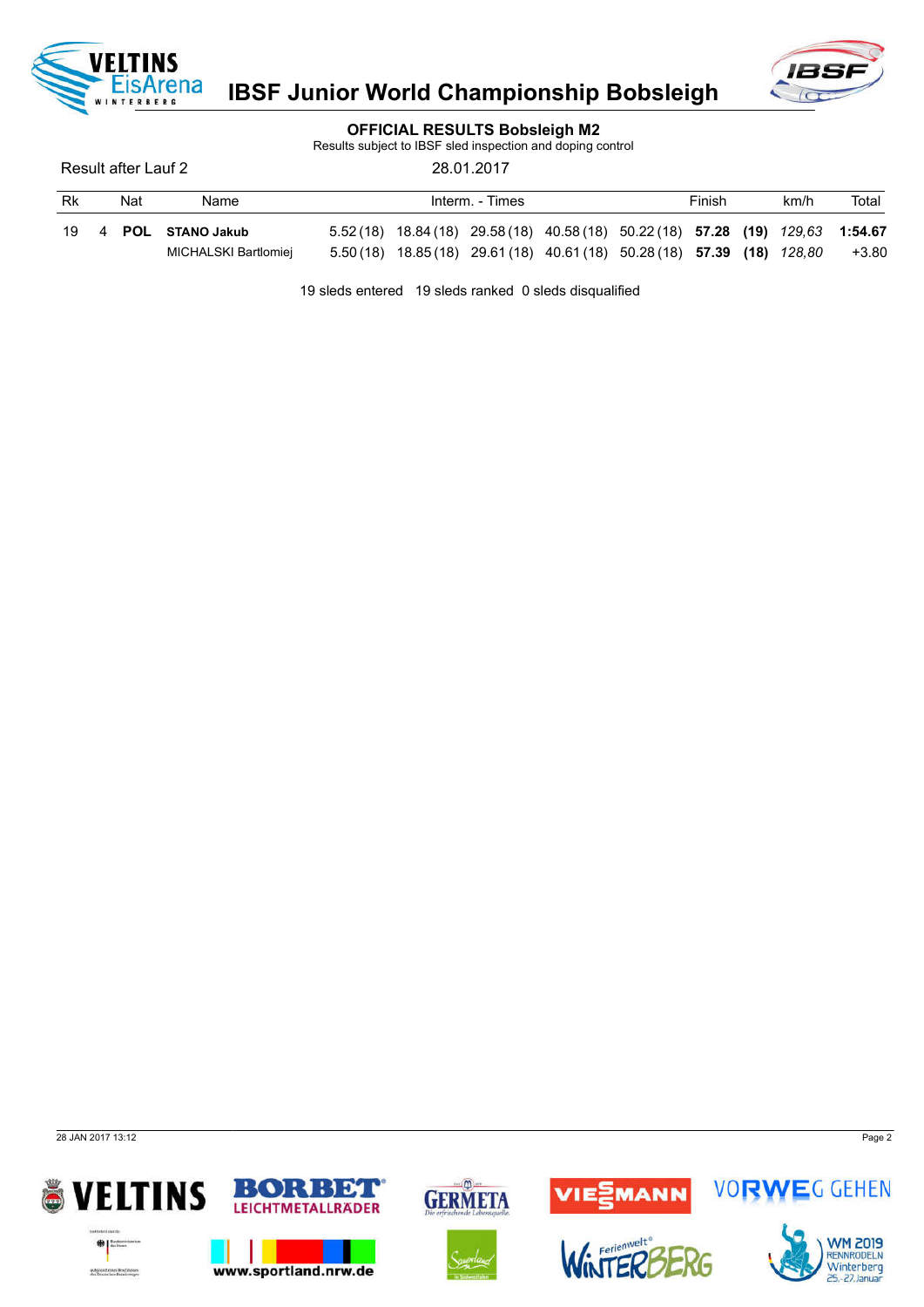# IBSF Junior World Championship Bobsleigh

## OFFICIAL RESULTS Bobsleigh M2

Results subject to IBSF sled inspection and doping control

Result after Lauf 2 — 28.01.2017

| Rk | | Nat | Name | Interm. - Times | | | | | Finish | | km/h | Total |
|---|---|---|---|---|---|---|---|---|---|---|---|---|
| 19 | 4 | **POL** | **STANO Jakub** | 5.52 (18) | 18.84 (18) | 29.58 (18) | 40.58 (18) | 50.22 (18) | **57.28** | **(19)** | *129,63* | **1:54.67** |
| | | | MICHALSKI Bartlomiej | 5.50 (18) | 18.85 (18) | 29.61 (18) | 40.61 (18) | 50.28 (18) | **57.39** | **(18)** | *128,80* | +3.80 |

19 sleds entered 19 sleds ranked 0 sleds disqualified

28 JAN 2017 13:12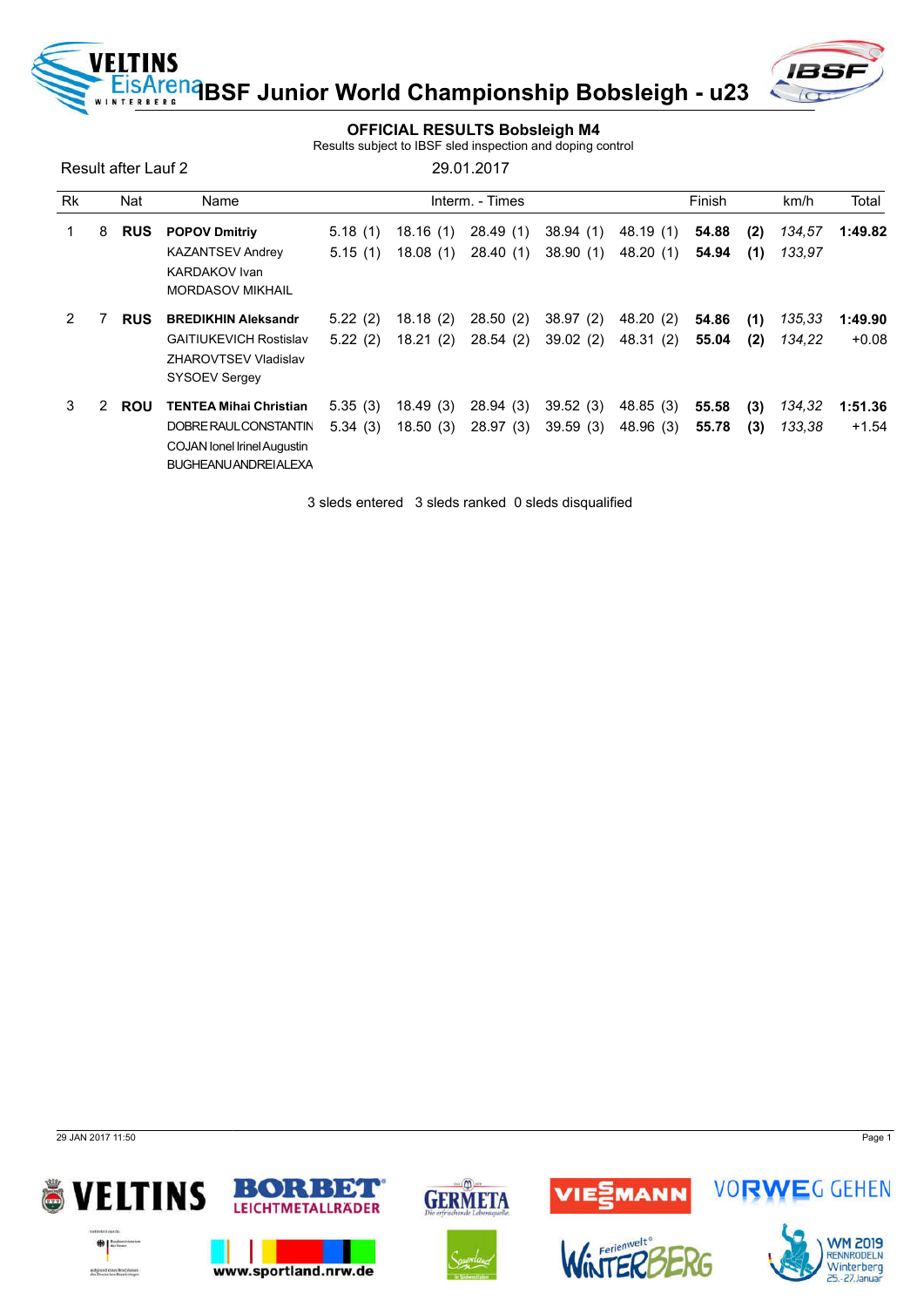# IBSF Junior World Championship Bobsleigh - u23

## OFFICIAL RESULTS Bobsleigh M4

Results subject to IBSF sled inspection and doping control

Result after Lauf 2 — 29.01.2017

| Rk | | Nat | Name | Interm. - Times | | | | | Finish | | km/h | Total |
|---|---|---|---|---|---|---|---|---|---|---|---|---|
| 1 | 8 | **RUS** | **POPOV Dmitriy** | 5.18 (1) | 18.16 (1) | 28.49 (1) | 38.94 (1) | 48.19 (1) | **54.88** | **(2)** | *134,57* | **1:49.82** |
| | | | KAZANTSEV Andrey | 5.15 (1) | 18.08 (1) | 28.40 (1) | 38.90 (1) | 48.20 (1) | **54.94** | **(1)** | *133,97* | |
| | | | KARDAKOV Ivan | | | | | | | | | |
| | | | MORDASOV MIKHAIL | | | | | | | | | |
| 2 | 7 | **RUS** | **BREDIKHIN Aleksandr** | 5.22 (2) | 18.18 (2) | 28.50 (2) | 38.97 (2) | 48.20 (2) | **54.86** | **(1)** | *135,33* | **1:49.90** |
| | | | GAITIUKEVICH Rostislav | 5.22 (2) | 18.21 (2) | 28.54 (2) | 39.02 (2) | 48.31 (2) | **55.04** | **(2)** | *134,22* | +0.08 |
| | | | ZHAROVTSEV Vladislav | | | | | | | | | |
| | | | SYSOEV Sergey | | | | | | | | | |
| 3 | 2 | **ROU** | **TENTEA Mihai Christian** | 5.35 (3) | 18.49 (3) | 28.94 (3) | 39.52 (3) | 48.85 (3) | **55.58** | **(3)** | *134,32* | **1:51.36** |
| | | | DOBRE RAUL CONSTANTIN | 5.34 (3) | 18.50 (3) | 28.97 (3) | 39.59 (3) | 48.96 (3) | **55.78** | **(3)** | *133,38* | +1.54 |
| | | | COJAN Ionel Irinel Augustin | | | | | | | | | |
| | | | BUGHEANU ANDREI ALEXA | | | | | | | | | |

3 sleds entered   3 sleds ranked   0 sleds disqualified

29 JAN 2017 11:50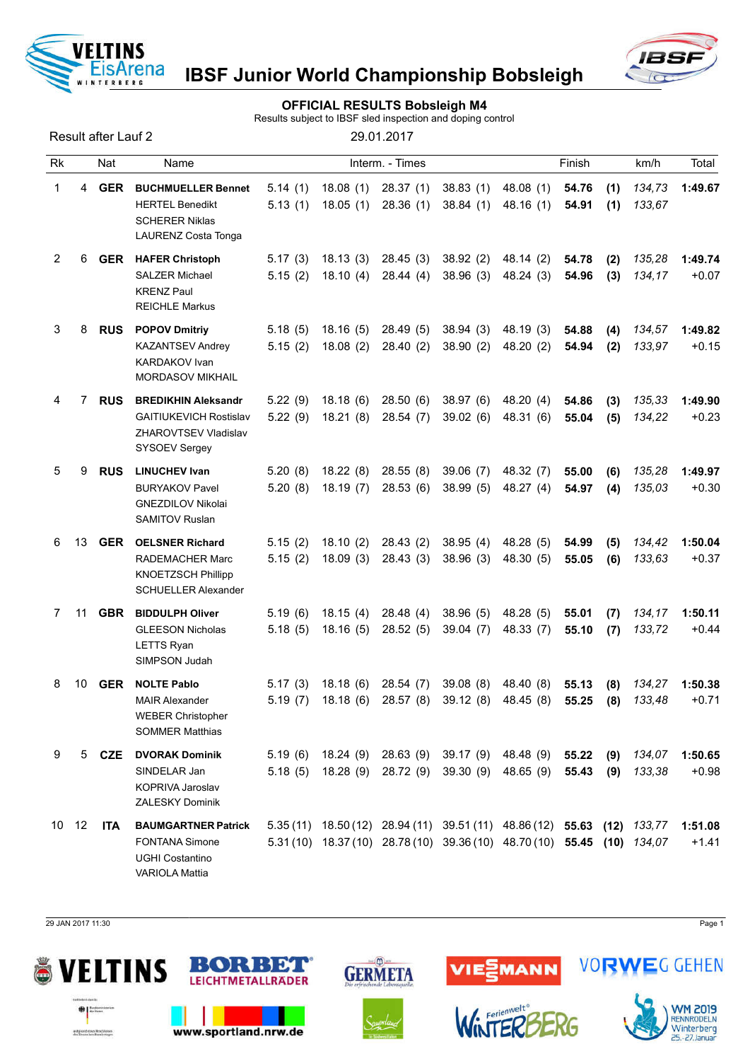# IBSF Junior World Championship Bobsleigh

## OFFICIAL RESULTS Bobsleigh M4

Results subject to IBSF sled inspection and doping control

Result after Lauf 2 — 29.01.2017

| Rk | | Nat | Name | Interm. - Times | | | | | Finish | | km/h | Total |
|---|---|---|---|---|---|---|---|---|---|---|---|---|
| 1 | 4 | GER | **BUCHMUELLER Bennet** | 5.14 (1) | 18.08 (1) | 28.37 (1) | 38.83 (1) | 48.08 (1) | **54.76** | **(1)** | *134,73* | **1:49.67** |
| | | | HERTEL Benedikt | 5.13 (1) | 18.05 (1) | 28.36 (1) | 38.84 (1) | 48.16 (1) | **54.91** | **(1)** | *133,67* | |
| | | | SCHERER Niklas | | | | | | | | | |
| | | | LAURENZ Costa Tonga | | | | | | | | | |
| 2 | 6 | GER | **HAFER Christoph** | 5.17 (3) | 18.13 (3) | 28.45 (3) | 38.92 (2) | 48.14 (2) | **54.78** | **(2)** | *135,28* | **1:49.74** |
| | | | SALZER Michael | 5.15 (2) | 18.10 (4) | 28.44 (4) | 38.96 (3) | 48.24 (3) | **54.96** | **(3)** | *134,17* | +0.07 |
| | | | KRENZ Paul | | | | | | | | | |
| | | | REICHLE Markus | | | | | | | | | |
| 3 | 8 | RUS | **POPOV Dmitriy** | 5.18 (5) | 18.16 (5) | 28.49 (5) | 38.94 (3) | 48.19 (3) | **54.88** | **(4)** | *134,57* | **1:49.82** |
| | | | KAZANTSEV Andrey | 5.15 (2) | 18.08 (2) | 28.40 (2) | 38.90 (2) | 48.20 (2) | **54.94** | **(2)** | *133,97* | +0.15 |
| | | | KARDAKOV Ivan | | | | | | | | | |
| | | | MORDASOV MIKHAIL | | | | | | | | | |
| 4 | 7 | RUS | **BREDIKHIN Aleksandr** | 5.22 (9) | 18.18 (6) | 28.50 (6) | 38.97 (6) | 48.20 (4) | **54.86** | **(3)** | *135,33* | **1:49.90** |
| | | | GAITIUKEVICH Rostislav | 5.22 (9) | 18.21 (8) | 28.54 (7) | 39.02 (6) | 48.31 (6) | **55.04** | **(5)** | *134,22* | +0.23 |
| | | | ZHAROVTSEV Vladislav | | | | | | | | | |
| | | | SYSOEV Sergey | | | | | | | | | |
| 5 | 9 | RUS | **LINUCHEV Ivan** | 5.20 (8) | 18.22 (8) | 28.55 (8) | 39.06 (7) | 48.32 (7) | **55.00** | **(6)** | *135,28* | **1:49.97** |
| | | | BURYAKOV Pavel | 5.20 (8) | 18.19 (7) | 28.53 (6) | 38.99 (5) | 48.27 (4) | **54.97** | **(4)** | *135,03* | +0.30 |
| | | | GNEZDILOV Nikolai | | | | | | | | | |
| | | | SAMITOV Ruslan | | | | | | | | | |
| 6 | 13 | GER | **OELSNER Richard** | 5.15 (2) | 18.10 (2) | 28.43 (2) | 38.95 (4) | 48.28 (5) | **54.99** | **(5)** | *134,42* | **1:50.04** |
| | | | RADEMACHER Marc | 5.15 (2) | 18.09 (3) | 28.43 (3) | 38.96 (3) | 48.30 (5) | **55.05** | **(6)** | *133,63* | +0.37 |
| | | | KNOETZSCH Phillipp | | | | | | | | | |
| | | | SCHUELLER Alexander | | | | | | | | | |
| 7 | 11 | GBR | **BIDDULPH Oliver** | 5.19 (6) | 18.15 (4) | 28.48 (4) | 38.96 (5) | 48.28 (5) | **55.01** | **(7)** | *134,17* | **1:50.11** |
| | | | GLEESON Nicholas | 5.18 (5) | 18.16 (5) | 28.52 (5) | 39.04 (7) | 48.33 (7) | **55.10** | **(7)** | *133,72* | +0.44 |
| | | | LETTS Ryan | | | | | | | | | |
| | | | SIMPSON Judah | | | | | | | | | |
| 8 | 10 | GER | **NOLTE Pablo** | 5.17 (3) | 18.18 (6) | 28.54 (7) | 39.08 (8) | 48.40 (8) | **55.13** | **(8)** | *134,27* | **1:50.38** |
| | | | MAIR Alexander | 5.19 (7) | 18.18 (6) | 28.57 (8) | 39.12 (8) | 48.45 (8) | **55.25** | **(8)** | *133,48* | +0.71 |
| | | | WEBER Christopher | | | | | | | | | |
| | | | SOMMER Matthias | | | | | | | | | |
| 9 | 5 | CZE | **DVORAK Dominik** | 5.19 (6) | 18.24 (9) | 28.63 (9) | 39.17 (9) | 48.48 (9) | **55.22** | **(9)** | *134,07* | **1:50.65** |
| | | | SINDELAR Jan | 5.18 (5) | 18.28 (9) | 28.72 (9) | 39.30 (9) | 48.65 (9) | **55.43** | **(9)** | *133,38* | +0.98 |
| | | | KOPRIVA Jaroslav | | | | | | | | | |
| | | | ZALESKY Dominik | | | | | | | | | |
| 10 | 12 | ITA | **BAUMGARTNER Patrick** | 5.35 (11) | 18.50 (12) | 28.94 (11) | 39.51 (11) | 48.86 (12) | **55.63** | **(12)** | *133,77* | **1:51.08** |
| | | | FONTANA Simone | 5.31 (10) | 18.37 (10) | 28.78 (10) | 39.36 (10) | 48.70 (10) | **55.45** | **(10)** | *134,07* | +1.41 |
| | | | UGHI Costantino | | | | | | | | | |
| | | | VARIOLA Mattia | | | | | | | | | |

29 JAN 2017 11:30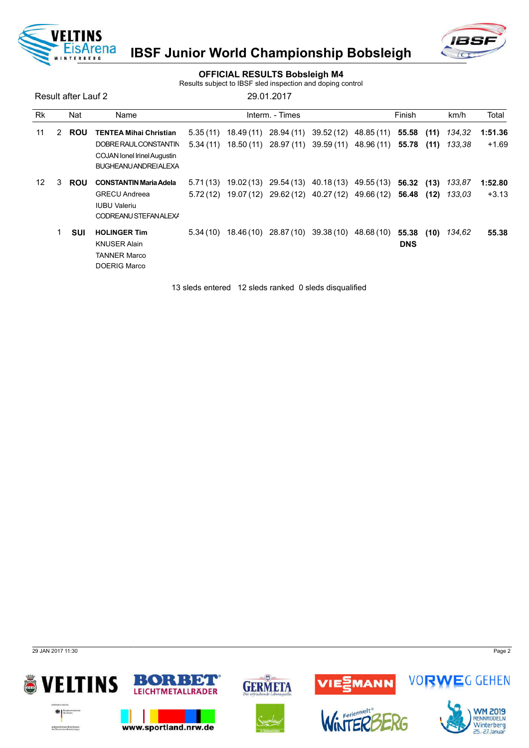# IBSF Junior World Championship Bobsleigh

## OFFICIAL RESULTS Bobsleigh M4

Results subject to IBSF sled inspection and doping control

Result after Lauf 2 — 29.01.2017

| Rk | | Nat | Name | Interm. - Times | | | | | Finish | | km/h | Total |
|---|---|---|---|---|---|---|---|---|---|---|---|---|
| 11 | 2 | **ROU** | **TENTEA Mihai Christian** | 5.35 (11) | 18.49 (11) | 28.94 (11) | 39.52 (12) | 48.85 (11) | **55.58** | **(11)** | *134,32* | **1:51.36** |
| | | | DOBRE RAUL CONSTANTIN | 5.34 (11) | 18.50 (11) | 28.97 (11) | 39.59 (11) | 48.96 (11) | **55.78** | **(11)** | *133,38* | +1.69 |
| | | | COJAN Ionel Irinel Augustin | | | | | | | | | |
| | | | BUGHEANU ANDREI ALEXA | | | | | | | | | |
| 12 | 3 | **ROU** | **CONSTANTIN Maria Adela** | 5.71 (13) | 19.02 (13) | 29.54 (13) | 40.18 (13) | 49.55 (13) | **56.32** | **(13)** | *133,87* | **1:52.80** |
| | | | GRECU Andreea | 5.72 (12) | 19.07 (12) | 29.62 (12) | 40.27 (12) | 49.66 (12) | **56.48** | **(12)** | *133,03* | +3.13 |
| | | | IUBU Valeriu | | | | | | | | | |
| | | | CODREANU STEFAN ALEXA | | | | | | | | | |
| | 1 | **SUI** | **HOLINGER Tim** | 5.34 (10) | 18.46 (10) | 28.87 (10) | 39.38 (10) | 48.68 (10) | **55.38** | **(10)** | *134,62* | **55.38** |
| | | | KNUSER Alain | | | | | | **DNS** | | | |
| | | | TANNER Marco | | | | | | | | | |
| | | | DOERIG Marco | | | | | | | | | |

13 sleds entered 12 sleds ranked 0 sleds disqualified

29 JAN 2017 11:30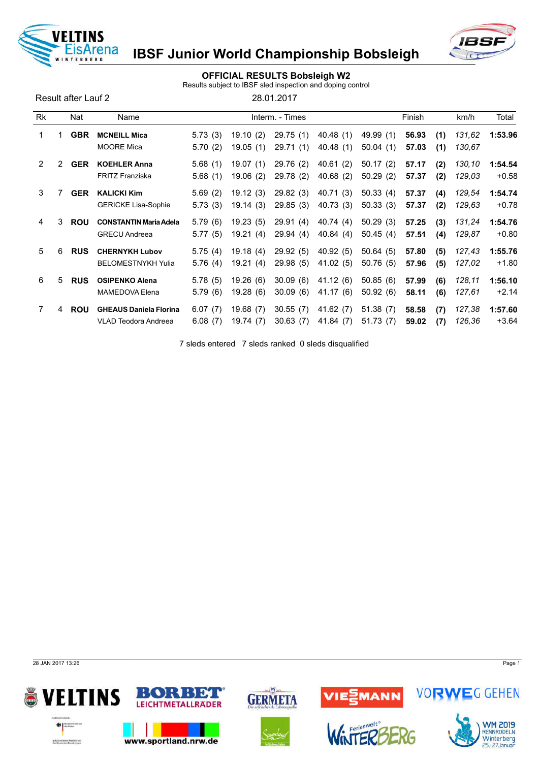# IBSF Junior World Championship Bobsleigh

## OFFICIAL RESULTS Bobsleigh W2

Results subject to IBSF sled inspection and doping control

Result after Lauf 2 — 28.01.2017

| Rk | | Nat | Name | Interm. - Times | | | | | Finish | | km/h | Total |
|---|---|---|---|---|---|---|---|---|---|---|---|---|
| 1 | 1 | **GBR** | **MCNEILL Mica** | 5.73 (3) | 19.10 (2) | 29.75 (1) | 40.48 (1) | 49.99 (1) | **56.93** | **(1)** | *131,62* | **1:53.96** |
| | | | MOORE Mica | 5.70 (2) | 19.05 (1) | 29.71 (1) | 40.48 (1) | 50.04 (1) | **57.03** | **(1)** | *130,67* | |
| 2 | 2 | **GER** | **KOEHLER Anna** | 5.68 (1) | 19.07 (1) | 29.76 (2) | 40.61 (2) | 50.17 (2) | **57.17** | **(2)** | *130,10* | **1:54.54** |
| | | | FRITZ Franziska | 5.68 (1) | 19.06 (2) | 29.78 (2) | 40.68 (2) | 50.29 (2) | **57.37** | **(2)** | *129,03* | +0.58 |
| 3 | 7 | **GER** | **KALICKI Kim** | 5.69 (2) | 19.12 (3) | 29.82 (3) | 40.71 (3) | 50.33 (4) | **57.37** | **(4)** | *129,54* | **1:54.74** |
| | | | GERICKE Lisa-Sophie | 5.73 (3) | 19.14 (3) | 29.85 (3) | 40.73 (3) | 50.33 (3) | **57.37** | **(2)** | *129,63* | +0.78 |
| 4 | 3 | **ROU** | **CONSTANTIN Maria Adela** | 5.79 (6) | 19.23 (5) | 29.91 (4) | 40.74 (4) | 50.29 (3) | **57.25** | **(3)** | *131,24* | **1:54.76** |
| | | | GRECU Andreea | 5.77 (5) | 19.21 (4) | 29.94 (4) | 40.84 (4) | 50.45 (4) | **57.51** | **(4)** | *129,87* | +0.80 |
| 5 | 6 | **RUS** | **CHERNYKH Lubov** | 5.75 (4) | 19.18 (4) | 29.92 (5) | 40.92 (5) | 50.64 (5) | **57.80** | **(5)** | *127,43* | **1:55.76** |
| | | | BELOMESTNYKH Yulia | 5.76 (4) | 19.21 (4) | 29.98 (5) | 41.02 (5) | 50.76 (5) | **57.96** | **(5)** | *127,02* | +1.80 |
| 6 | 5 | **RUS** | **OSIPENKO Alena** | 5.78 (5) | 19.26 (6) | 30.09 (6) | 41.12 (6) | 50.85 (6) | **57.99** | **(6)** | *128,11* | **1:56.10** |
| | | | MAMEDOVA Elena | 5.79 (6) | 19.28 (6) | 30.09 (6) | 41.17 (6) | 50.92 (6) | **58.11** | **(6)** | *127,61* | +2.14 |
| 7 | 4 | **ROU** | **GHEAUS Daniela Florina** | 6.07 (7) | 19.68 (7) | 30.55 (7) | 41.62 (7) | 51.38 (7) | **58.58** | **(7)** | *127,38* | **1:57.60** |
| | | | VLAD Teodora Andreea | 6.08 (7) | 19.74 (7) | 30.63 (7) | 41.84 (7) | 51.73 (7) | **59.02** | **(7)** | *126,36* | +3.64 |

7 sleds entered 7 sleds ranked 0 sleds disqualified

28 JAN 2017 13:26